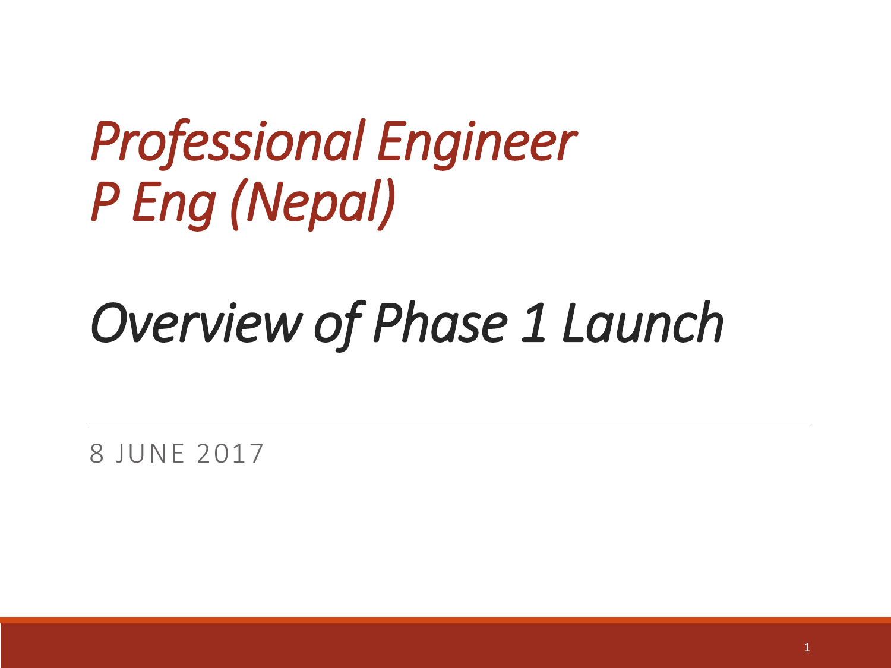# *Professional Engineer P Eng (Nepal)*

# *Overview of Phase 1 Launch*

8 JUNE 2017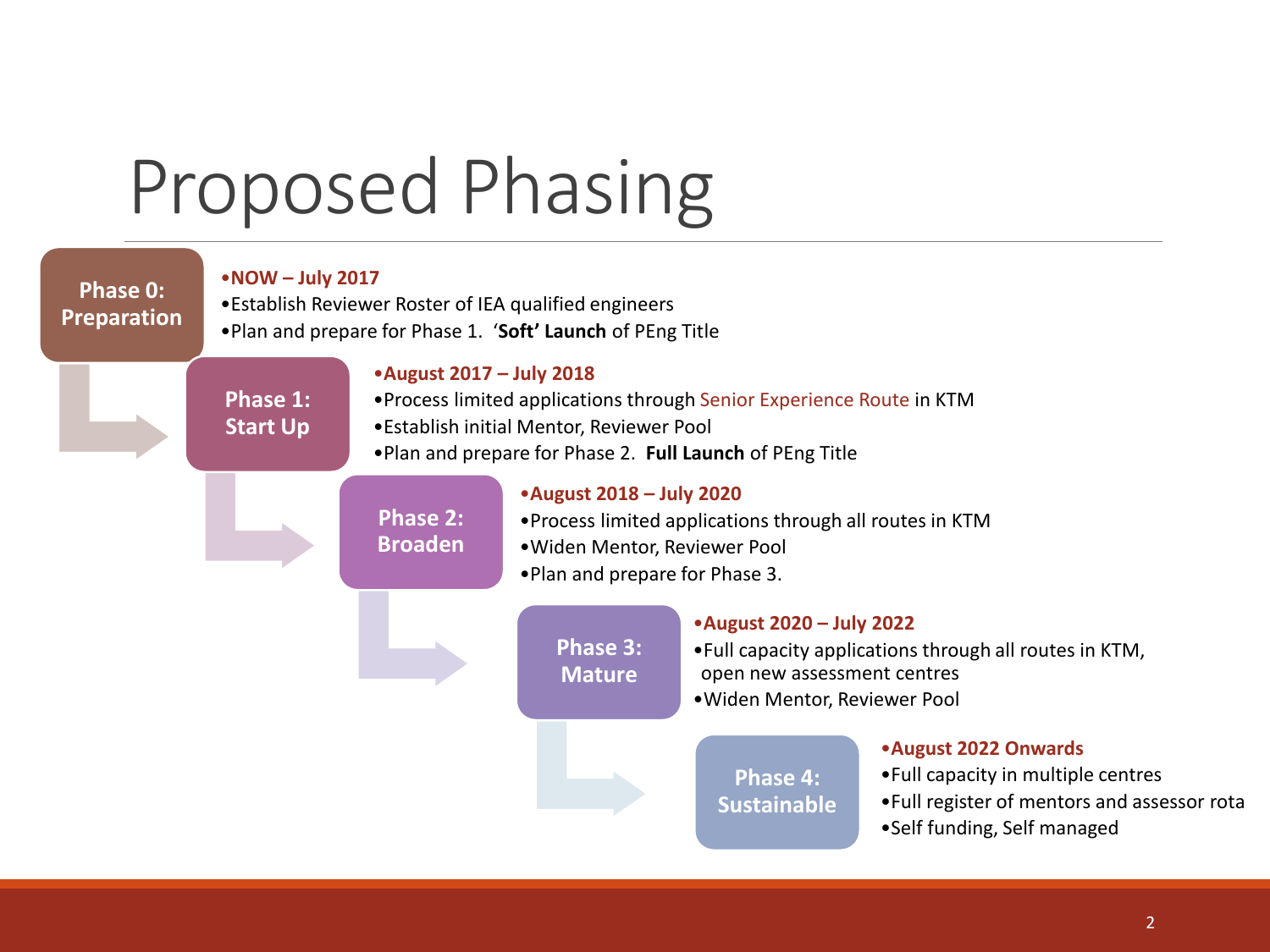# Proposed Phasing

## Phase 0: Preparation

- **NOW – July 2017**
- Establish Reviewer Roster of IEA qualified engineers
- Plan and prepare for Phase 1. '**Soft' Launch** of PEng Title

## Phase 1: Start Up

- **August 2017 – July 2018**
- Process limited applications through Senior Experience Route in KTM
- Establish initial Mentor, Reviewer Pool
- Plan and prepare for Phase 2. **Full Launch** of PEng Title

## Phase 2: Broaden

- **August 2018 – July 2020**
- Process limited applications through all routes in KTM
- Widen Mentor, Reviewer Pool
- Plan and prepare for Phase 3.

## Phase 3: Mature

- **August 2020 – July 2022**
- Full capacity applications through all routes in KTM, open new assessment centres
- Widen Mentor, Reviewer Pool

## Phase 4: Sustainable

- **August 2022 Onwards**
- Full capacity in multiple centres
- Full register of mentors and assessor rota
- Self funding, Self managed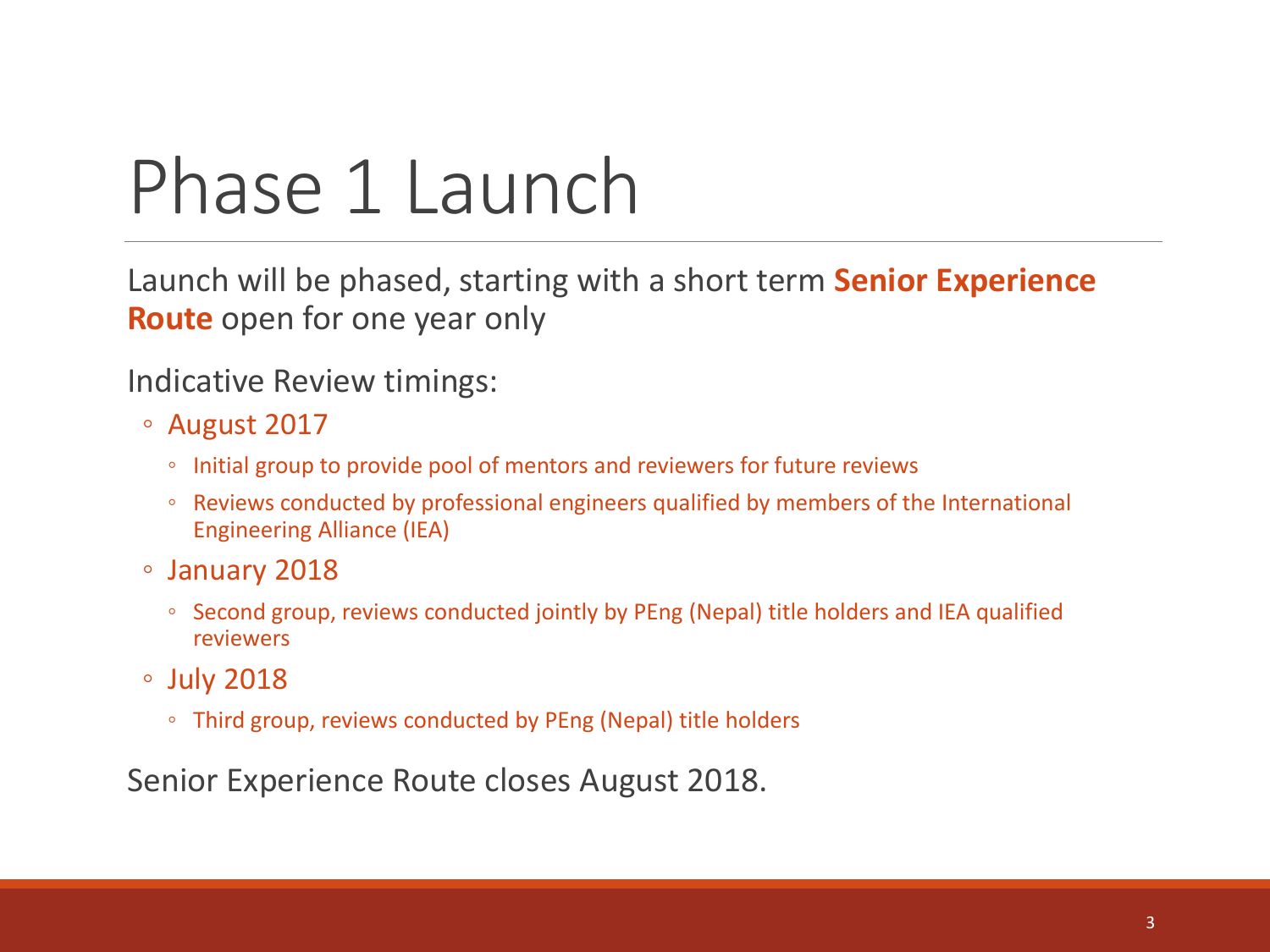# Phase 1 Launch

Launch will be phased, starting with a short term **Senior Experience Route** open for one year only

Indicative Review timings:

- August 2017
  - Initial group to provide pool of mentors and reviewers for future reviews
  - Reviews conducted by professional engineers qualified by members of the International Engineering Alliance (IEA)
- January 2018
  - Second group, reviews conducted jointly by PEng (Nepal) title holders and IEA qualified reviewers
- July 2018
  - Third group, reviews conducted by PEng (Nepal) title holders

Senior Experience Route closes August 2018.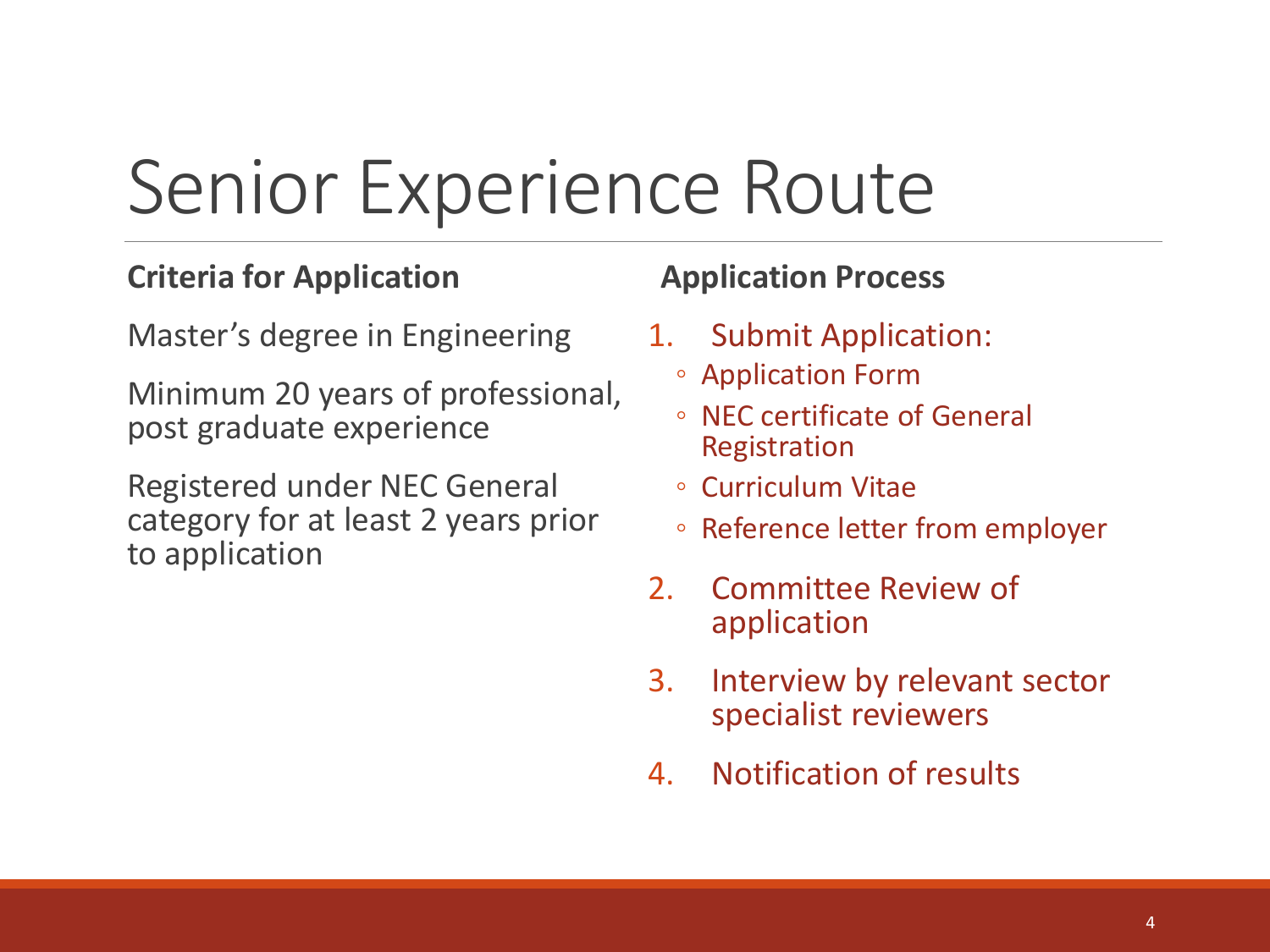# Senior Experience Route

**Criteria for Application**

Master's degree in Engineering

Minimum 20 years of professional, post graduate experience

Registered under NEC General category for at least 2 years prior to application

**Application Process**

1. Submit Application:
   - Application Form
   - NEC certificate of General Registration
   - Curriculum Vitae
   - Reference letter from employer
2. Committee Review of application
3. Interview by relevant sector specialist reviewers
4. Notification of results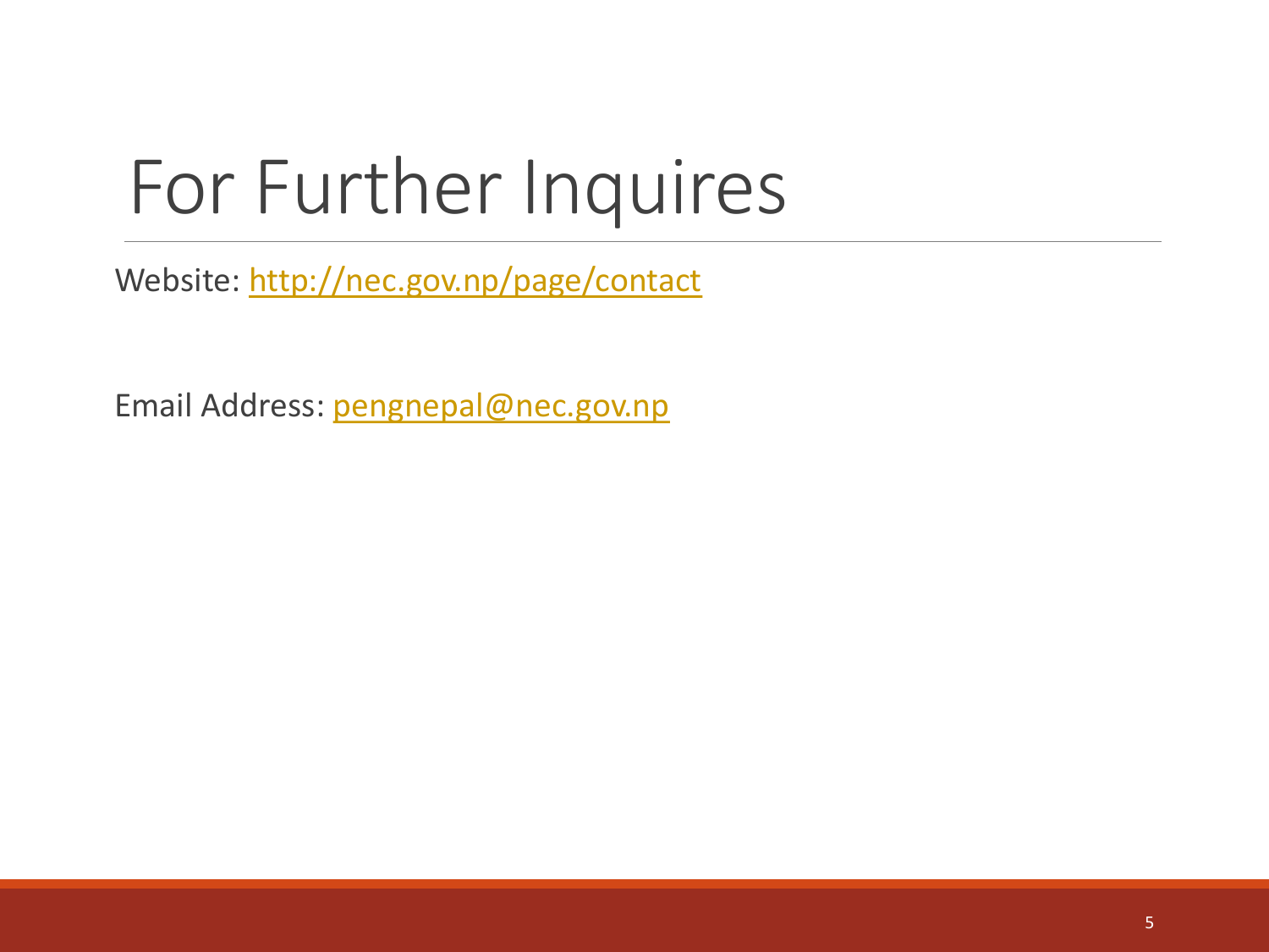# For Further Inquires

Website: http://nec.gov.np/page/contact

Email Address: pengnepal@nec.gov.np